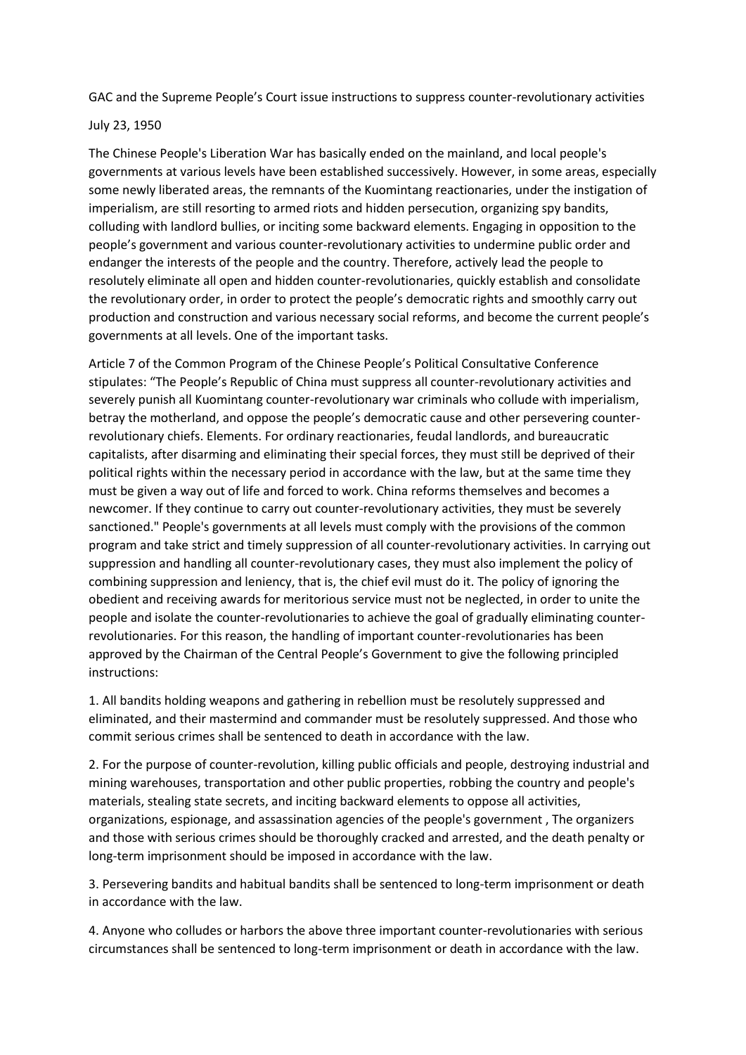GAC and the Supreme People's Court issue instructions to suppress counter-revolutionary activities

July 23, 1950

The Chinese People's Liberation War has basically ended on the mainland, and local people's governments at various levels have been established successively. However, in some areas, especially some newly liberated areas, the remnants of the Kuomintang reactionaries, under the instigation of imperialism, are still resorting to armed riots and hidden persecution, organizing spy bandits, colluding with landlord bullies, or inciting some backward elements. Engaging in opposition to the people's government and various counter-revolutionary activities to undermine public order and endanger the interests of the people and the country. Therefore, actively lead the people to resolutely eliminate all open and hidden counter-revolutionaries, quickly establish and consolidate the revolutionary order, in order to protect the people's democratic rights and smoothly carry out production and construction and various necessary social reforms, and become the current people's governments at all levels. One of the important tasks.

Article 7 of the Common Program of the Chinese People's Political Consultative Conference stipulates: "The People's Republic of China must suppress all counter-revolutionary activities and severely punish all Kuomintang counter-revolutionary war criminals who collude with imperialism, betray the motherland, and oppose the people's democratic cause and other persevering counter-revolutionary chiefs. Elements. For ordinary reactionaries, feudal landlords, and bureaucratic capitalists, after disarming and eliminating their special forces, they must still be deprived of their political rights within the necessary period in accordance with the law, but at the same time they must be given a way out of life and forced to work. China reforms themselves and becomes a newcomer. If they continue to carry out counter-revolutionary activities, they must be severely sanctioned." People's governments at all levels must comply with the provisions of the common program and take strict and timely suppression of all counter-revolutionary activities. In carrying out suppression and handling all counter-revolutionary cases, they must also implement the policy of combining suppression and leniency, that is, the chief evil must do it. The policy of ignoring the obedient and receiving awards for meritorious service must not be neglected, in order to unite the people and isolate the counter-revolutionaries to achieve the goal of gradually eliminating counter-revolutionaries. For this reason, the handling of important counter-revolutionaries has been approved by the Chairman of the Central People's Government to give the following principled instructions:

1. All bandits holding weapons and gathering in rebellion must be resolutely suppressed and eliminated, and their mastermind and commander must be resolutely suppressed. And those who commit serious crimes shall be sentenced to death in accordance with the law.

2. For the purpose of counter-revolution, killing public officials and people, destroying industrial and mining warehouses, transportation and other public properties, robbing the country and people's materials, stealing state secrets, and inciting backward elements to oppose all activities, organizations, espionage, and assassination agencies of the people's government , The organizers and those with serious crimes should be thoroughly cracked and arrested, and the death penalty or long-term imprisonment should be imposed in accordance with the law.

3. Persevering bandits and habitual bandits shall be sentenced to long-term imprisonment or death in accordance with the law.

4. Anyone who colludes or harbors the above three important counter-revolutionaries with serious circumstances shall be sentenced to long-term imprisonment or death in accordance with the law.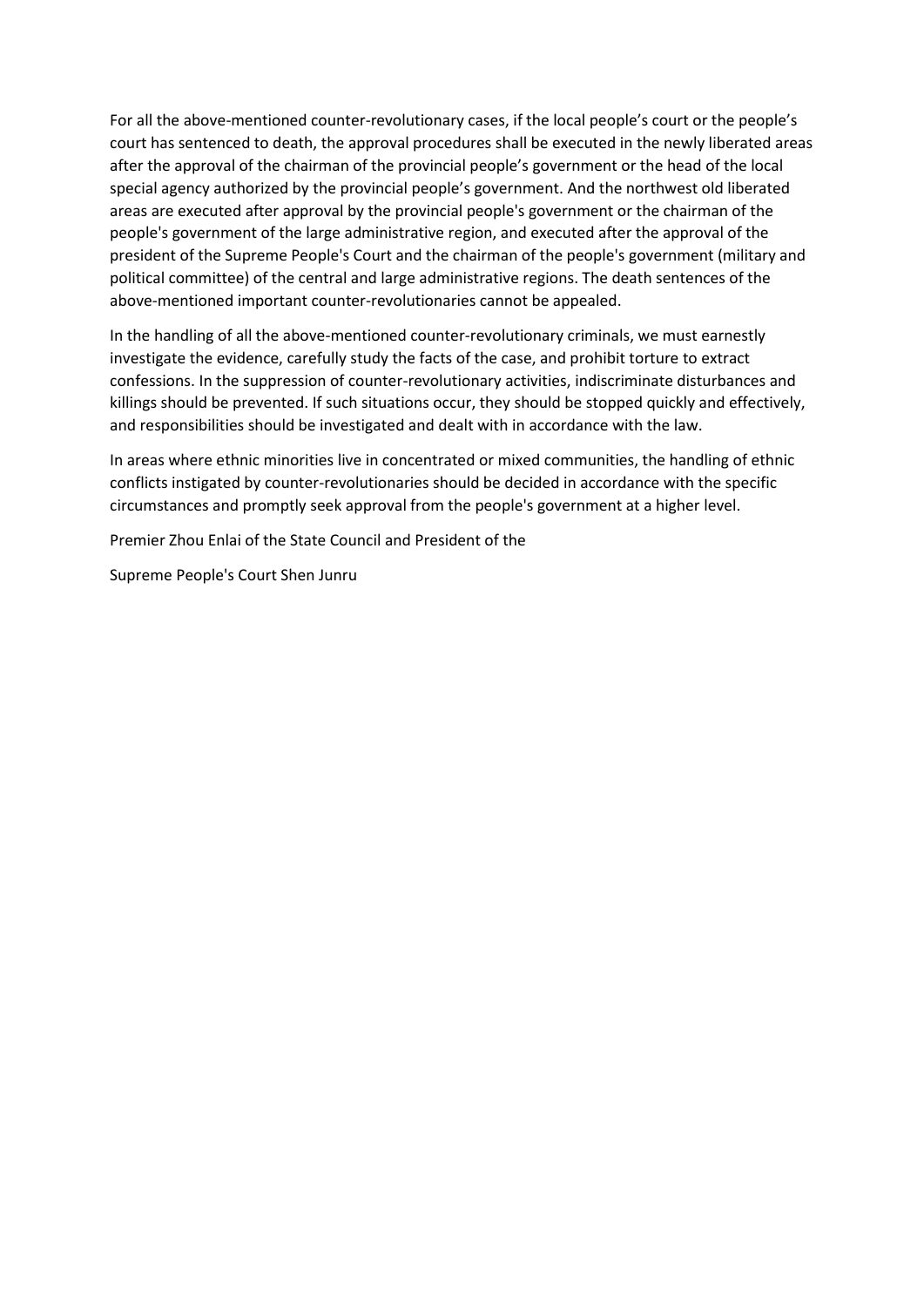For all the above-mentioned counter-revolutionary cases, if the local people's court or the people's court has sentenced to death, the approval procedures shall be executed in the newly liberated areas after the approval of the chairman of the provincial people's government or the head of the local special agency authorized by the provincial people's government. And the northwest old liberated areas are executed after approval by the provincial people's government or the chairman of the people's government of the large administrative region, and executed after the approval of the president of the Supreme People's Court and the chairman of the people's government (military and political committee) of the central and large administrative regions. The death sentences of the above-mentioned important counter-revolutionaries cannot be appealed.

In the handling of all the above-mentioned counter-revolutionary criminals, we must earnestly investigate the evidence, carefully study the facts of the case, and prohibit torture to extract confessions. In the suppression of counter-revolutionary activities, indiscriminate disturbances and killings should be prevented. If such situations occur, they should be stopped quickly and effectively, and responsibilities should be investigated and dealt with in accordance with the law.

In areas where ethnic minorities live in concentrated or mixed communities, the handling of ethnic conflicts instigated by counter-revolutionaries should be decided in accordance with the specific circumstances and promptly seek approval from the people's government at a higher level.

Premier Zhou Enlai of the State Council and President of the

Supreme People's Court Shen Junru